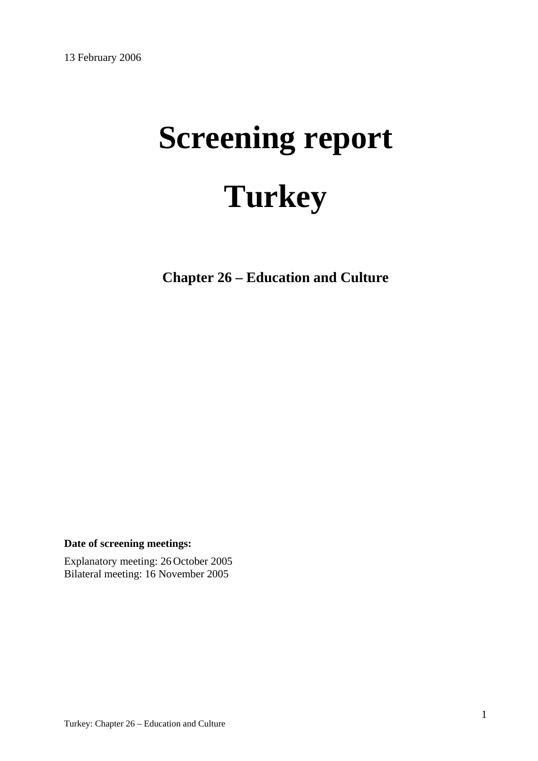13 February 2006

# Screening report

# Turkey

## Chapter 26 – Education and Culture

**Date of screening meetings:**

Explanatory meeting: 26 October 2005
Bilateral meeting: 16 November 2005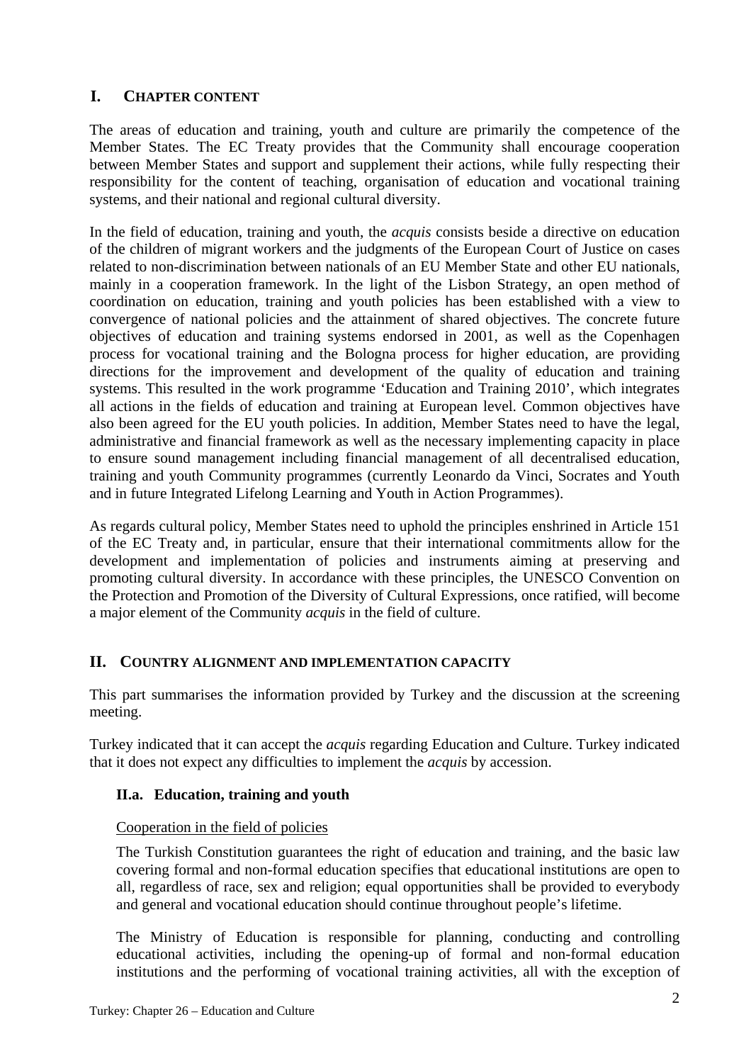## I. Chapter content

The areas of education and training, youth and culture are primarily the competence of the Member States. The EC Treaty provides that the Community shall encourage cooperation between Member States and support and supplement their actions, while fully respecting their responsibility for the content of teaching, organisation of education and vocational training systems, and their national and regional cultural diversity.

In the field of education, training and youth, the *acquis* consists beside a directive on education of the children of migrant workers and the judgments of the European Court of Justice on cases related to non-discrimination between nationals of an EU Member State and other EU nationals, mainly in a cooperation framework. In the light of the Lisbon Strategy, an open method of coordination on education, training and youth policies has been established with a view to convergence of national policies and the attainment of shared objectives. The concrete future objectives of education and training systems endorsed in 2001, as well as the Copenhagen process for vocational training and the Bologna process for higher education, are providing directions for the improvement and development of the quality of education and training systems. This resulted in the work programme 'Education and Training 2010', which integrates all actions in the fields of education and training at European level. Common objectives have also been agreed for the EU youth policies. In addition, Member States need to have the legal, administrative and financial framework as well as the necessary implementing capacity in place to ensure sound management including financial management of all decentralised education, training and youth Community programmes (currently Leonardo da Vinci, Socrates and Youth and in future Integrated Lifelong Learning and Youth in Action Programmes).

As regards cultural policy, Member States need to uphold the principles enshrined in Article 151 of the EC Treaty and, in particular, ensure that their international commitments allow for the development and implementation of policies and instruments aiming at preserving and promoting cultural diversity. In accordance with these principles, the UNESCO Convention on the Protection and Promotion of the Diversity of Cultural Expressions, once ratified, will become a major element of the Community *acquis* in the field of culture.

## II. Country alignment and implementation capacity

This part summarises the information provided by Turkey and the discussion at the screening meeting.

Turkey indicated that it can accept the *acquis* regarding Education and Culture. Turkey indicated that it does not expect any difficulties to implement the *acquis* by accession.

### II.a. Education, training and youth

Cooperation in the field of policies

The Turkish Constitution guarantees the right of education and training, and the basic law covering formal and non-formal education specifies that educational institutions are open to all, regardless of race, sex and religion; equal opportunities shall be provided to everybody and general and vocational education should continue throughout people's lifetime.

The Ministry of Education is responsible for planning, conducting and controlling educational activities, including the opening-up of formal and non-formal education institutions and the performing of vocational training activities, all with the exception of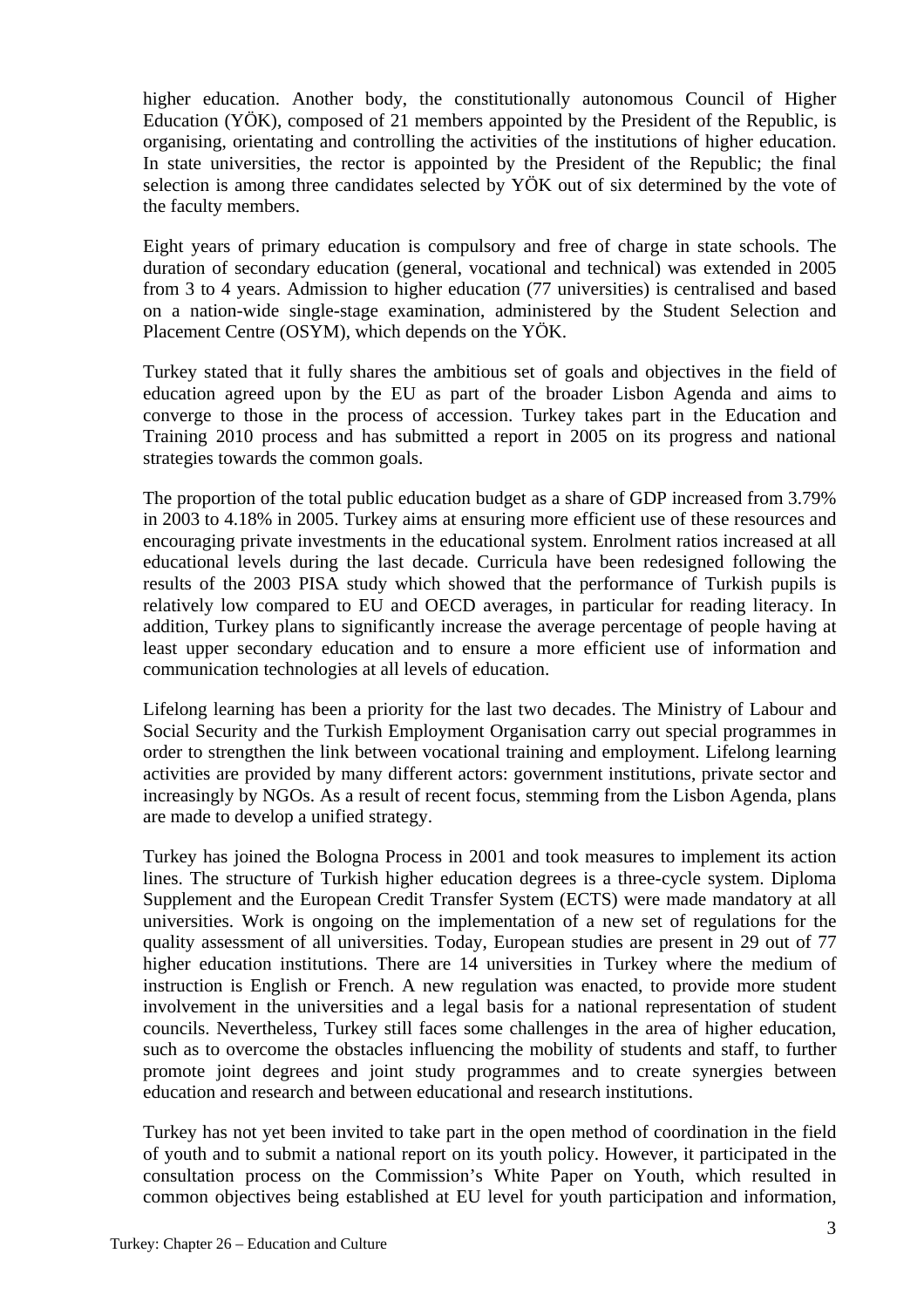higher education. Another body, the constitutionally autonomous Council of Higher Education (YÖK), composed of 21 members appointed by the President of the Republic, is organising, orientating and controlling the activities of the institutions of higher education. In state universities, the rector is appointed by the President of the Republic; the final selection is among three candidates selected by YÖK out of six determined by the vote of the faculty members.

Eight years of primary education is compulsory and free of charge in state schools. The duration of secondary education (general, vocational and technical) was extended in 2005 from 3 to 4 years. Admission to higher education (77 universities) is centralised and based on a nation-wide single-stage examination, administered by the Student Selection and Placement Centre (OSYM), which depends on the YÖK.

Turkey stated that it fully shares the ambitious set of goals and objectives in the field of education agreed upon by the EU as part of the broader Lisbon Agenda and aims to converge to those in the process of accession. Turkey takes part in the Education and Training 2010 process and has submitted a report in 2005 on its progress and national strategies towards the common goals.

The proportion of the total public education budget as a share of GDP increased from 3.79% in 2003 to 4.18% in 2005. Turkey aims at ensuring more efficient use of these resources and encouraging private investments in the educational system. Enrolment ratios increased at all educational levels during the last decade. Curricula have been redesigned following the results of the 2003 PISA study which showed that the performance of Turkish pupils is relatively low compared to EU and OECD averages, in particular for reading literacy. In addition, Turkey plans to significantly increase the average percentage of people having at least upper secondary education and to ensure a more efficient use of information and communication technologies at all levels of education.

Lifelong learning has been a priority for the last two decades. The Ministry of Labour and Social Security and the Turkish Employment Organisation carry out special programmes in order to strengthen the link between vocational training and employment. Lifelong learning activities are provided by many different actors: government institutions, private sector and increasingly by NGOs. As a result of recent focus, stemming from the Lisbon Agenda, plans are made to develop a unified strategy.

Turkey has joined the Bologna Process in 2001 and took measures to implement its action lines. The structure of Turkish higher education degrees is a three-cycle system. Diploma Supplement and the European Credit Transfer System (ECTS) were made mandatory at all universities. Work is ongoing on the implementation of a new set of regulations for the quality assessment of all universities. Today, European studies are present in 29 out of 77 higher education institutions. There are 14 universities in Turkey where the medium of instruction is English or French. A new regulation was enacted, to provide more student involvement in the universities and a legal basis for a national representation of student councils. Nevertheless, Turkey still faces some challenges in the area of higher education, such as to overcome the obstacles influencing the mobility of students and staff, to further promote joint degrees and joint study programmes and to create synergies between education and research and between educational and research institutions.

Turkey has not yet been invited to take part in the open method of coordination in the field of youth and to submit a national report on its youth policy. However, it participated in the consultation process on the Commission's White Paper on Youth, which resulted in common objectives being established at EU level for youth participation and information,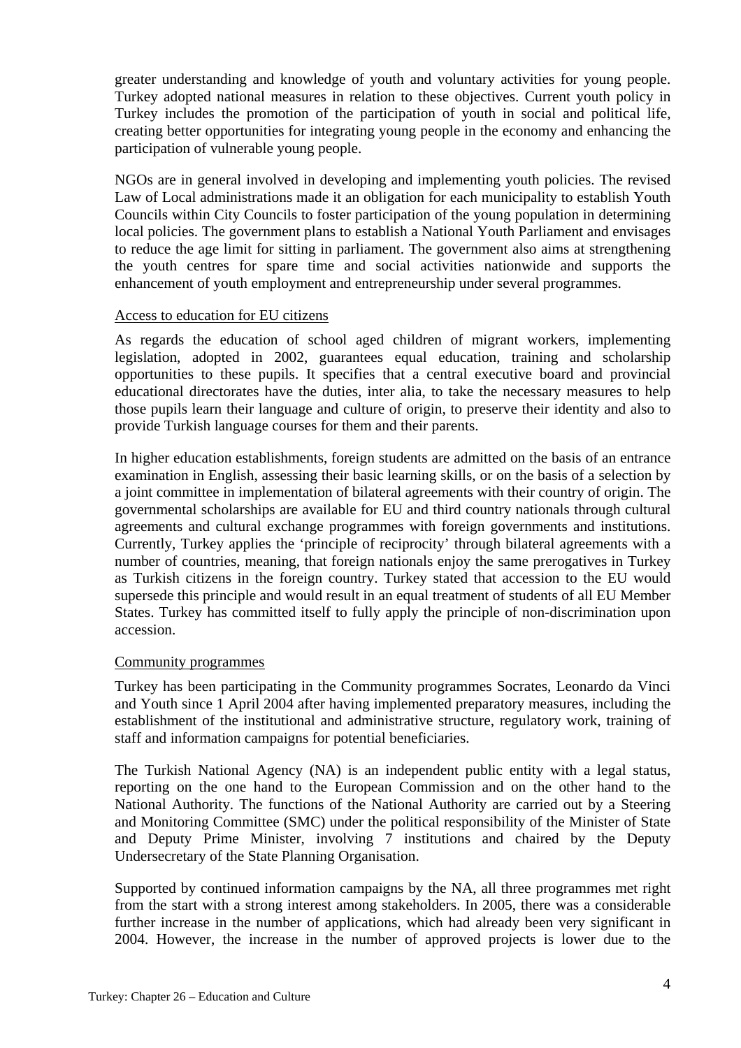greater understanding and knowledge of youth and voluntary activities for young people. Turkey adopted national measures in relation to these objectives. Current youth policy in Turkey includes the promotion of the participation of youth in social and political life, creating better opportunities for integrating young people in the economy and enhancing the participation of vulnerable young people.

NGOs are in general involved in developing and implementing youth policies. The revised Law of Local administrations made it an obligation for each municipality to establish Youth Councils within City Councils to foster participation of the young population in determining local policies. The government plans to establish a National Youth Parliament and envisages to reduce the age limit for sitting in parliament. The government also aims at strengthening the youth centres for spare time and social activities nationwide and supports the enhancement of youth employment and entrepreneurship under several programmes.

Access to education for EU citizens

As regards the education of school aged children of migrant workers, implementing legislation, adopted in 2002, guarantees equal education, training and scholarship opportunities to these pupils. It specifies that a central executive board and provincial educational directorates have the duties, inter alia, to take the necessary measures to help those pupils learn their language and culture of origin, to preserve their identity and also to provide Turkish language courses for them and their parents.

In higher education establishments, foreign students are admitted on the basis of an entrance examination in English, assessing their basic learning skills, or on the basis of a selection by a joint committee in implementation of bilateral agreements with their country of origin. The governmental scholarships are available for EU and third country nationals through cultural agreements and cultural exchange programmes with foreign governments and institutions. Currently, Turkey applies the 'principle of reciprocity' through bilateral agreements with a number of countries, meaning, that foreign nationals enjoy the same prerogatives in Turkey as Turkish citizens in the foreign country. Turkey stated that accession to the EU would supersede this principle and would result in an equal treatment of students of all EU Member States. Turkey has committed itself to fully apply the principle of non-discrimination upon accession.

Community programmes

Turkey has been participating in the Community programmes Socrates, Leonardo da Vinci and Youth since 1 April 2004 after having implemented preparatory measures, including the establishment of the institutional and administrative structure, regulatory work, training of staff and information campaigns for potential beneficiaries.

The Turkish National Agency (NA) is an independent public entity with a legal status, reporting on the one hand to the European Commission and on the other hand to the National Authority. The functions of the National Authority are carried out by a Steering and Monitoring Committee (SMC) under the political responsibility of the Minister of State and Deputy Prime Minister, involving 7 institutions and chaired by the Deputy Undersecretary of the State Planning Organisation.

Supported by continued information campaigns by the NA, all three programmes met right from the start with a strong interest among stakeholders. In 2005, there was a considerable further increase in the number of applications, which had already been very significant in 2004. However, the increase in the number of approved projects is lower due to the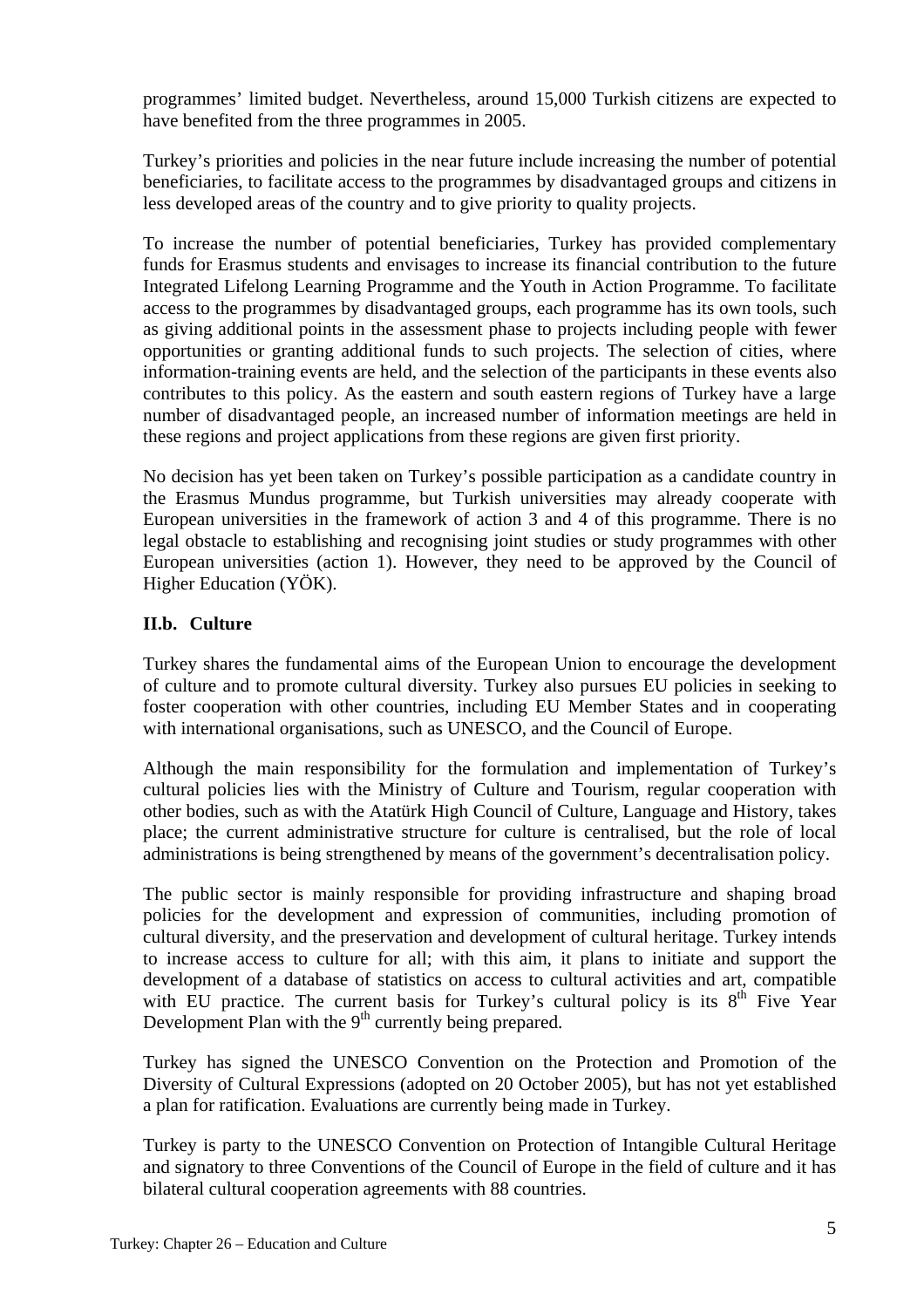programmes' limited budget. Nevertheless, around 15,000 Turkish citizens are expected to have benefited from the three programmes in 2005.

Turkey's priorities and policies in the near future include increasing the number of potential beneficiaries, to facilitate access to the programmes by disadvantaged groups and citizens in less developed areas of the country and to give priority to quality projects.

To increase the number of potential beneficiaries, Turkey has provided complementary funds for Erasmus students and envisages to increase its financial contribution to the future Integrated Lifelong Learning Programme and the Youth in Action Programme. To facilitate access to the programmes by disadvantaged groups, each programme has its own tools, such as giving additional points in the assessment phase to projects including people with fewer opportunities or granting additional funds to such projects. The selection of cities, where information-training events are held, and the selection of the participants in these events also contributes to this policy. As the eastern and south eastern regions of Turkey have a large number of disadvantaged people, an increased number of information meetings are held in these regions and project applications from these regions are given first priority.

No decision has yet been taken on Turkey's possible participation as a candidate country in the Erasmus Mundus programme, but Turkish universities may already cooperate with European universities in the framework of action 3 and 4 of this programme. There is no legal obstacle to establishing and recognising joint studies or study programmes with other European universities (action 1). However, they need to be approved by the Council of Higher Education (YÖK).

### II.b. Culture

Turkey shares the fundamental aims of the European Union to encourage the development of culture and to promote cultural diversity. Turkey also pursues EU policies in seeking to foster cooperation with other countries, including EU Member States and in cooperating with international organisations, such as UNESCO, and the Council of Europe.

Although the main responsibility for the formulation and implementation of Turkey's cultural policies lies with the Ministry of Culture and Tourism, regular cooperation with other bodies, such as with the Atatürk High Council of Culture, Language and History, takes place; the current administrative structure for culture is centralised, but the role of local administrations is being strengthened by means of the government's decentralisation policy.

The public sector is mainly responsible for providing infrastructure and shaping broad policies for the development and expression of communities, including promotion of cultural diversity, and the preservation and development of cultural heritage. Turkey intends to increase access to culture for all; with this aim, it plans to initiate and support the development of a database of statistics on access to cultural activities and art, compatible with EU practice. The current basis for Turkey's cultural policy is its 8th Five Year Development Plan with the 9th currently being prepared.

Turkey has signed the UNESCO Convention on the Protection and Promotion of the Diversity of Cultural Expressions (adopted on 20 October 2005), but has not yet established a plan for ratification. Evaluations are currently being made in Turkey.

Turkey is party to the UNESCO Convention on Protection of Intangible Cultural Heritage and signatory to three Conventions of the Council of Europe in the field of culture and it has bilateral cultural cooperation agreements with 88 countries.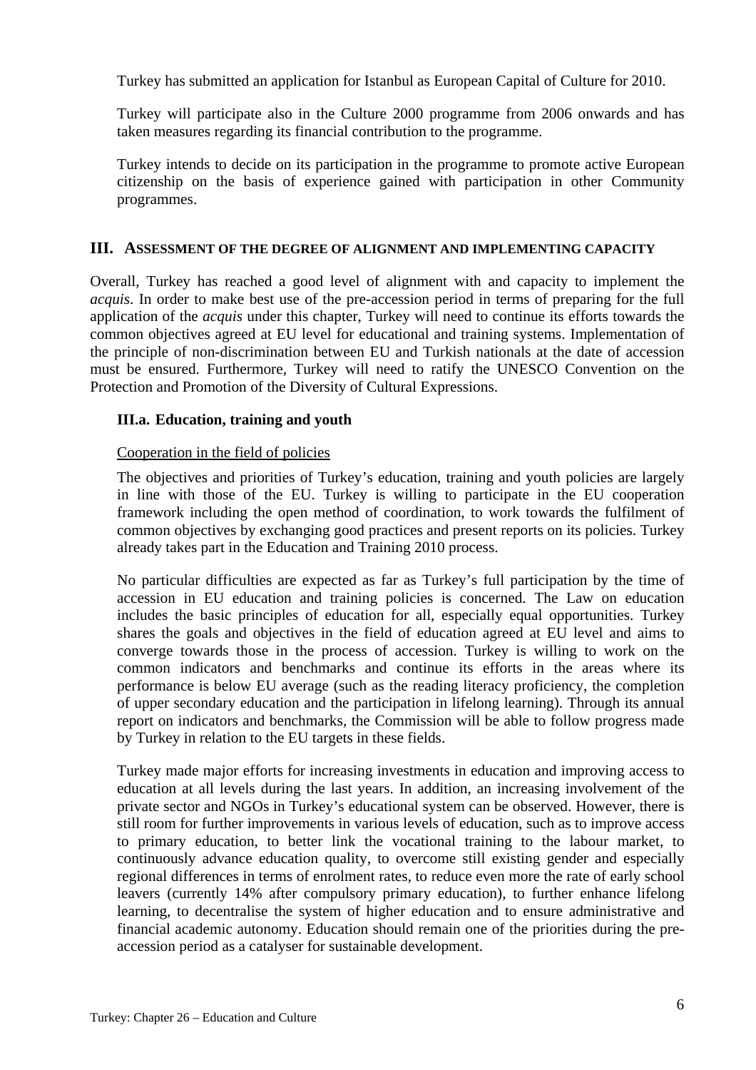Turkey has submitted an application for Istanbul as European Capital of Culture for 2010.

Turkey will participate also in the Culture 2000 programme from 2006 onwards and has taken measures regarding its financial contribution to the programme.

Turkey intends to decide on its participation in the programme to promote active European citizenship on the basis of experience gained with participation in other Community programmes.

## III. Assessment of the degree of alignment and implementing capacity

Overall, Turkey has reached a good level of alignment with and capacity to implement the *acquis*. In order to make best use of the pre-accession period in terms of preparing for the full application of the *acquis* under this chapter, Turkey will need to continue its efforts towards the common objectives agreed at EU level for educational and training systems. Implementation of the principle of non-discrimination between EU and Turkish nationals at the date of accession must be ensured. Furthermore, Turkey will need to ratify the UNESCO Convention on the Protection and Promotion of the Diversity of Cultural Expressions.

### III.a. Education, training and youth

Cooperation in the field of policies

The objectives and priorities of Turkey's education, training and youth policies are largely in line with those of the EU. Turkey is willing to participate in the EU cooperation framework including the open method of coordination, to work towards the fulfilment of common objectives by exchanging good practices and present reports on its policies. Turkey already takes part in the Education and Training 2010 process.

No particular difficulties are expected as far as Turkey's full participation by the time of accession in EU education and training policies is concerned. The Law on education includes the basic principles of education for all, especially equal opportunities. Turkey shares the goals and objectives in the field of education agreed at EU level and aims to converge towards those in the process of accession. Turkey is willing to work on the common indicators and benchmarks and continue its efforts in the areas where its performance is below EU average (such as the reading literacy proficiency, the completion of upper secondary education and the participation in lifelong learning). Through its annual report on indicators and benchmarks, the Commission will be able to follow progress made by Turkey in relation to the EU targets in these fields.

Turkey made major efforts for increasing investments in education and improving access to education at all levels during the last years. In addition, an increasing involvement of the private sector and NGOs in Turkey's educational system can be observed. However, there is still room for further improvements in various levels of education, such as to improve access to primary education, to better link the vocational training to the labour market, to continuously advance education quality, to overcome still existing gender and especially regional differences in terms of enrolment rates, to reduce even more the rate of early school leavers (currently 14% after compulsory primary education), to further enhance lifelong learning, to decentralise the system of higher education and to ensure administrative and financial academic autonomy. Education should remain one of the priorities during the pre-accession period as a catalyser for sustainable development.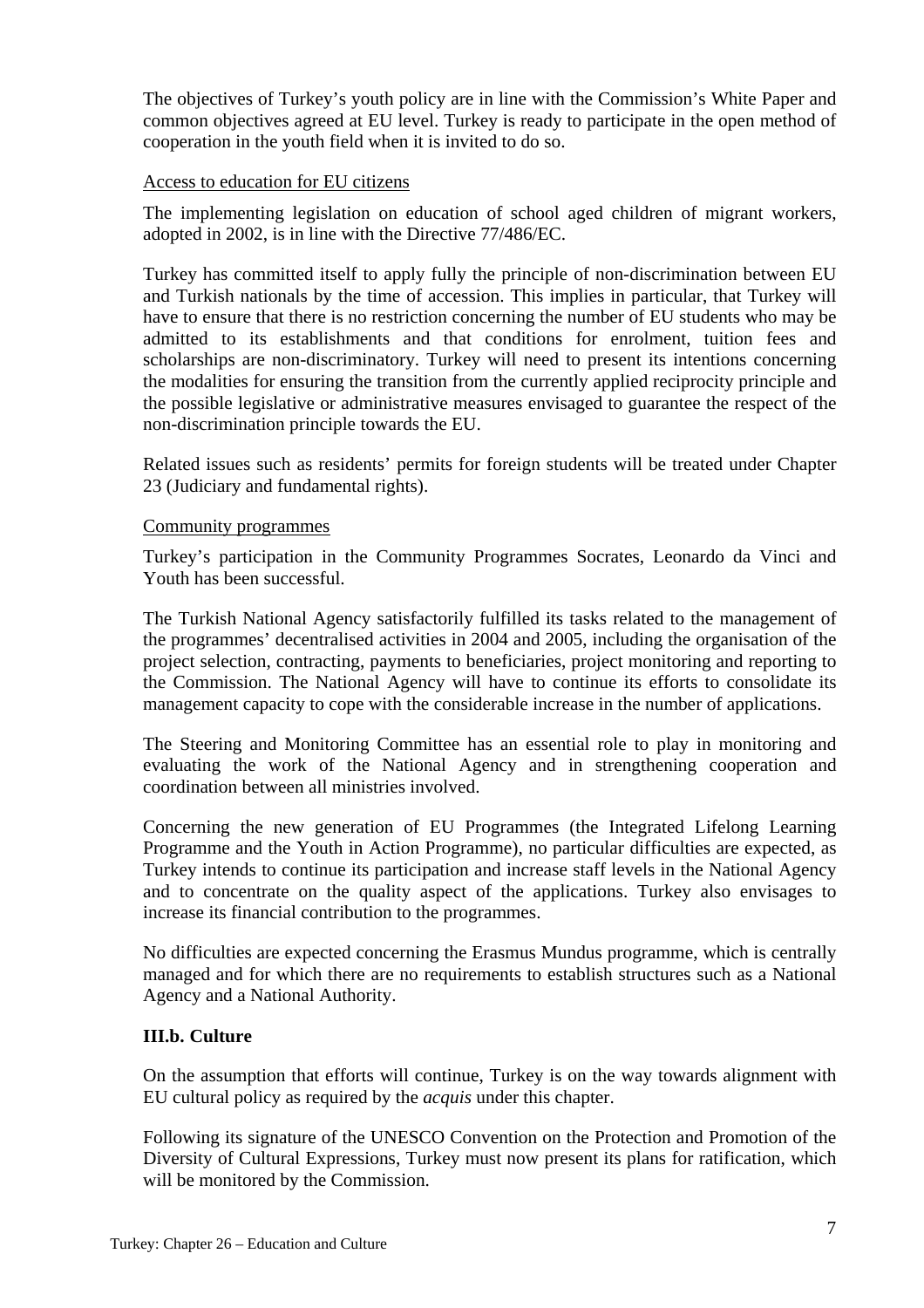The objectives of Turkey's youth policy are in line with the Commission's White Paper and common objectives agreed at EU level. Turkey is ready to participate in the open method of cooperation in the youth field when it is invited to do so.

Access to education for EU citizens

The implementing legislation on education of school aged children of migrant workers, adopted in 2002, is in line with the Directive 77/486/EC.

Turkey has committed itself to apply fully the principle of non-discrimination between EU and Turkish nationals by the time of accession. This implies in particular, that Turkey will have to ensure that there is no restriction concerning the number of EU students who may be admitted to its establishments and that conditions for enrolment, tuition fees and scholarships are non-discriminatory. Turkey will need to present its intentions concerning the modalities for ensuring the transition from the currently applied reciprocity principle and the possible legislative or administrative measures envisaged to guarantee the respect of the non-discrimination principle towards the EU.

Related issues such as residents' permits for foreign students will be treated under Chapter 23 (Judiciary and fundamental rights).

Community programmes

Turkey's participation in the Community Programmes Socrates, Leonardo da Vinci and Youth has been successful.

The Turkish National Agency satisfactorily fulfilled its tasks related to the management of the programmes' decentralised activities in 2004 and 2005, including the organisation of the project selection, contracting, payments to beneficiaries, project monitoring and reporting to the Commission. The National Agency will have to continue its efforts to consolidate its management capacity to cope with the considerable increase in the number of applications.

The Steering and Monitoring Committee has an essential role to play in monitoring and evaluating the work of the National Agency and in strengthening cooperation and coordination between all ministries involved.

Concerning the new generation of EU Programmes (the Integrated Lifelong Learning Programme and the Youth in Action Programme), no particular difficulties are expected, as Turkey intends to continue its participation and increase staff levels in the National Agency and to concentrate on the quality aspect of the applications. Turkey also envisages to increase its financial contribution to the programmes.

No difficulties are expected concerning the Erasmus Mundus programme, which is centrally managed and for which there are no requirements to establish structures such as a National Agency and a National Authority.

### III.b. Culture

On the assumption that efforts will continue, Turkey is on the way towards alignment with EU cultural policy as required by the *acquis* under this chapter.

Following its signature of the UNESCO Convention on the Protection and Promotion of the Diversity of Cultural Expressions, Turkey must now present its plans for ratification, which will be monitored by the Commission.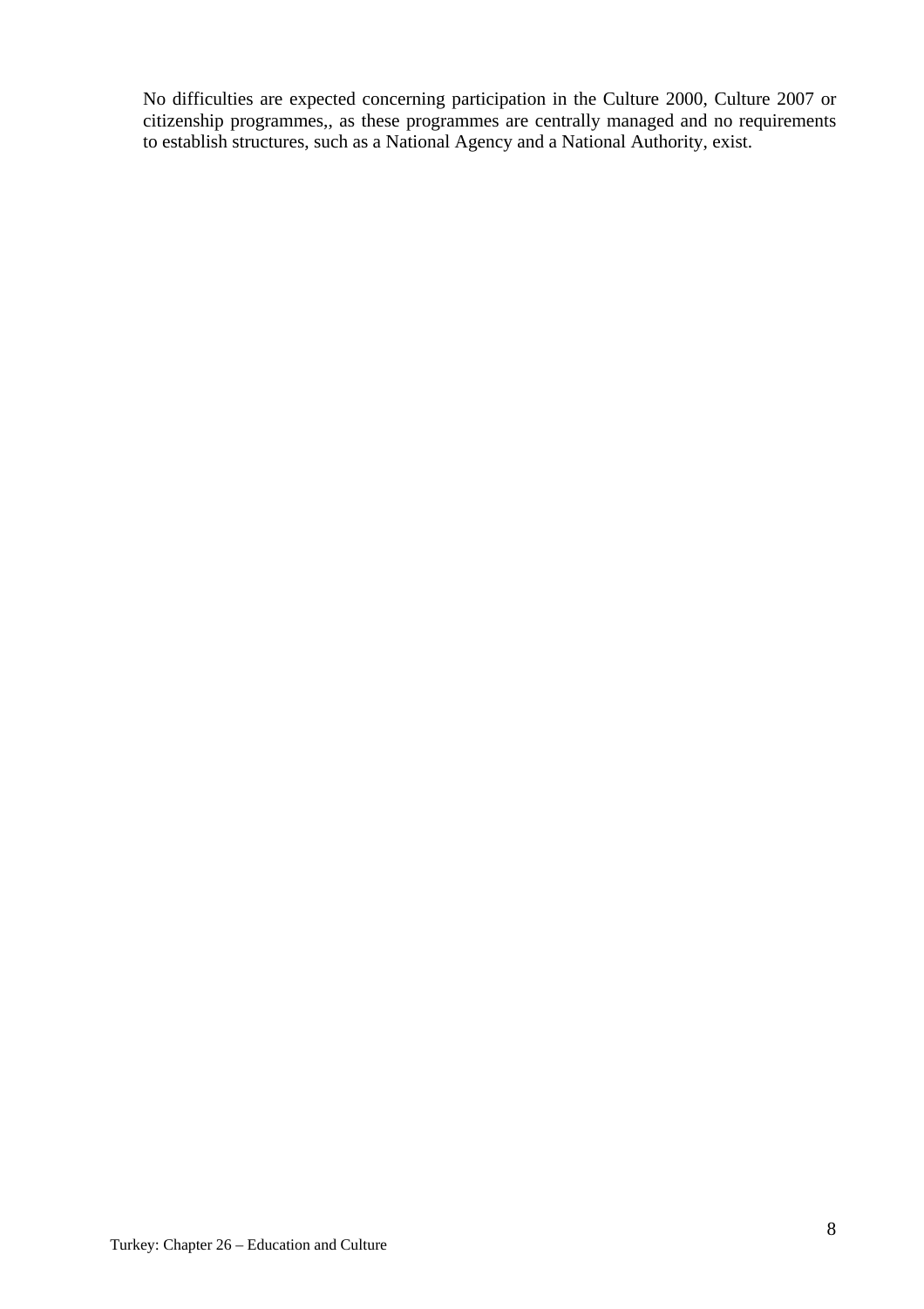No difficulties are expected concerning participation in the Culture 2000, Culture 2007 or citizenship programmes,, as these programmes are centrally managed and no requirements to establish structures, such as a National Agency and a National Authority, exist.